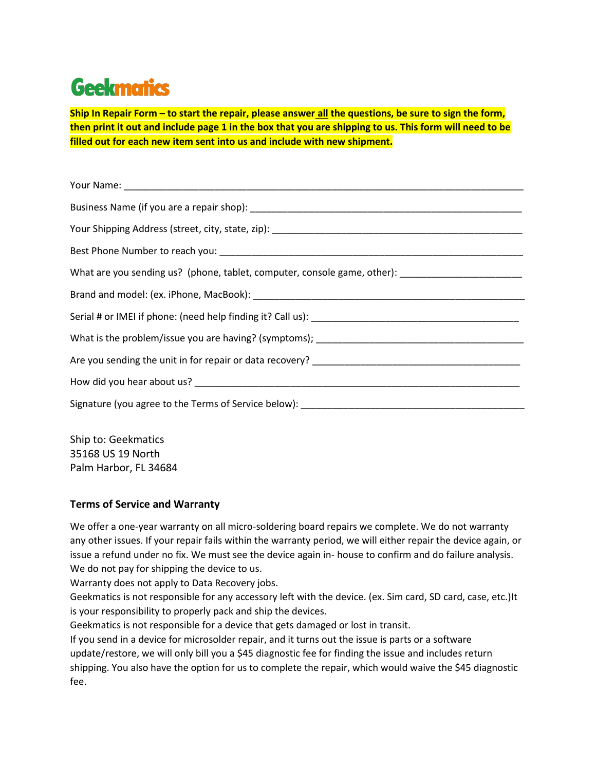# Geekmatics

**Ship In Repair Form – to start the repair, please answer <u>all</u> the questions, be sure to sign the form, then print it out and include page 1 in the box that you are shipping to us. This form will need to be filled out for each new item sent into us and include with new shipment.**

Your Name: ___________________________________________________________________________

Business Name (if you are a repair shop): ____________________________________________________

Your Shipping Address (street, city, state, zip): _______________________________________________

Best Phone Number to reach you: __________________________________________________________

What are you sending us? (phone, tablet, computer, console game, other): ______________________

Brand and model: (ex. iPhone, MacBook): ____________________________________________________

Serial # or IMEI if phone: (need help finding it? Call us): _____________________________________

What is the problem/issue you are having? (symptoms); _______________________________________

Are you sending the unit in for repair or data recovery? _______________________________________

How did you hear about us? _______________________________________________________________

Signature (you agree to the Terms of Service below): _________________________________________

Ship to: Geekmatics
35168 US 19 North
Palm Harbor, FL 34684

### Terms of Service and Warranty

We offer a one-year warranty on all micro-soldering board repairs we complete. We do not warranty any other issues. If your repair fails within the warranty period, we will either repair the device again, or issue a refund under no fix. We must see the device again in- house to confirm and do failure analysis. We do not pay for shipping the device to us.
Warranty does not apply to Data Recovery jobs.
Geekmatics is not responsible for any accessory left with the device. (ex. Sim card, SD card, case, etc.)It is your responsibility to properly pack and ship the devices.
Geekmatics is not responsible for a device that gets damaged or lost in transit.
If you send in a device for microsolder repair, and it turns out the issue is parts or a software update/restore, we will only bill you a $45 diagnostic fee for finding the issue and includes return shipping. You also have the option for us to complete the repair, which would waive the $45 diagnostic fee.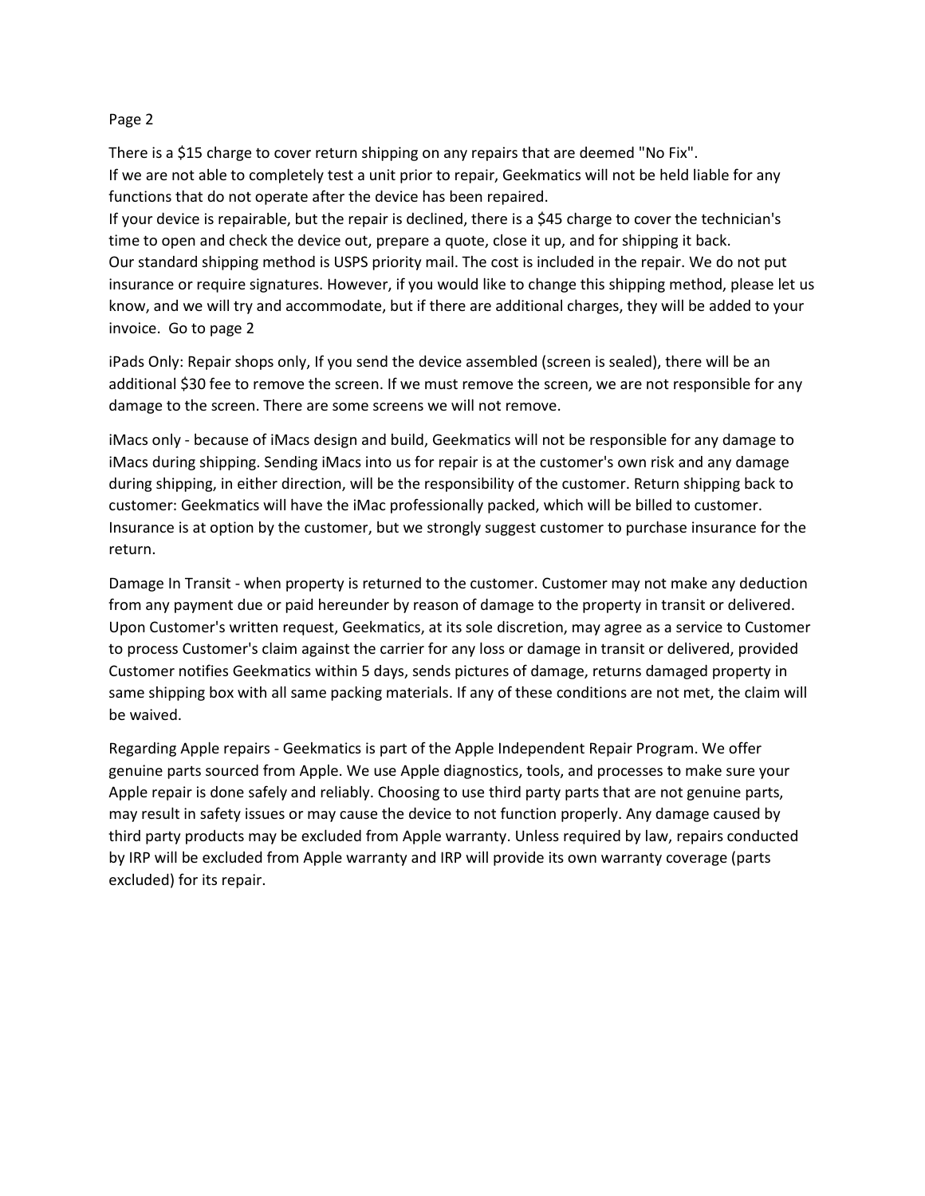There is a $15 charge to cover return shipping on any repairs that are deemed "No Fix".
If we are not able to completely test a unit prior to repair, Geekmatics will not be held liable for any functions that do not operate after the device has been repaired.
If your device is repairable, but the repair is declined, there is a $45 charge to cover the technician's time to open and check the device out, prepare a quote, close it up, and for shipping it back.
Our standard shipping method is USPS priority mail. The cost is included in the repair. We do not put insurance or require signatures. However, if you would like to change this shipping method, please let us know, and we will try and accommodate, but if there are additional charges, they will be added to your invoice. Go to page 2

iPads Only: Repair shops only, If you send the device assembled (screen is sealed), there will be an additional $30 fee to remove the screen. If we must remove the screen, we are not responsible for any damage to the screen. There are some screens we will not remove.

iMacs only - because of iMacs design and build, Geekmatics will not be responsible for any damage to iMacs during shipping. Sending iMacs into us for repair is at the customer's own risk and any damage during shipping, in either direction, will be the responsibility of the customer. Return shipping back to customer: Geekmatics will have the iMac professionally packed, which will be billed to customer. Insurance is at option by the customer, but we strongly suggest customer to purchase insurance for the return.

Damage In Transit - when property is returned to the customer. Customer may not make any deduction from any payment due or paid hereunder by reason of damage to the property in transit or delivered. Upon Customer's written request, Geekmatics, at its sole discretion, may agree as a service to Customer to process Customer's claim against the carrier for any loss or damage in transit or delivered, provided Customer notifies Geekmatics within 5 days, sends pictures of damage, returns damaged property in same shipping box with all same packing materials. If any of these conditions are not met, the claim will be waived.

Regarding Apple repairs - Geekmatics is part of the Apple Independent Repair Program. We offer genuine parts sourced from Apple. We use Apple diagnostics, tools, and processes to make sure your Apple repair is done safely and reliably. Choosing to use third party parts that are not genuine parts, may result in safety issues or may cause the device to not function properly. Any damage caused by third party products may be excluded from Apple warranty. Unless required by law, repairs conducted by IRP will be excluded from Apple warranty and IRP will provide its own warranty coverage (parts excluded) for its repair.